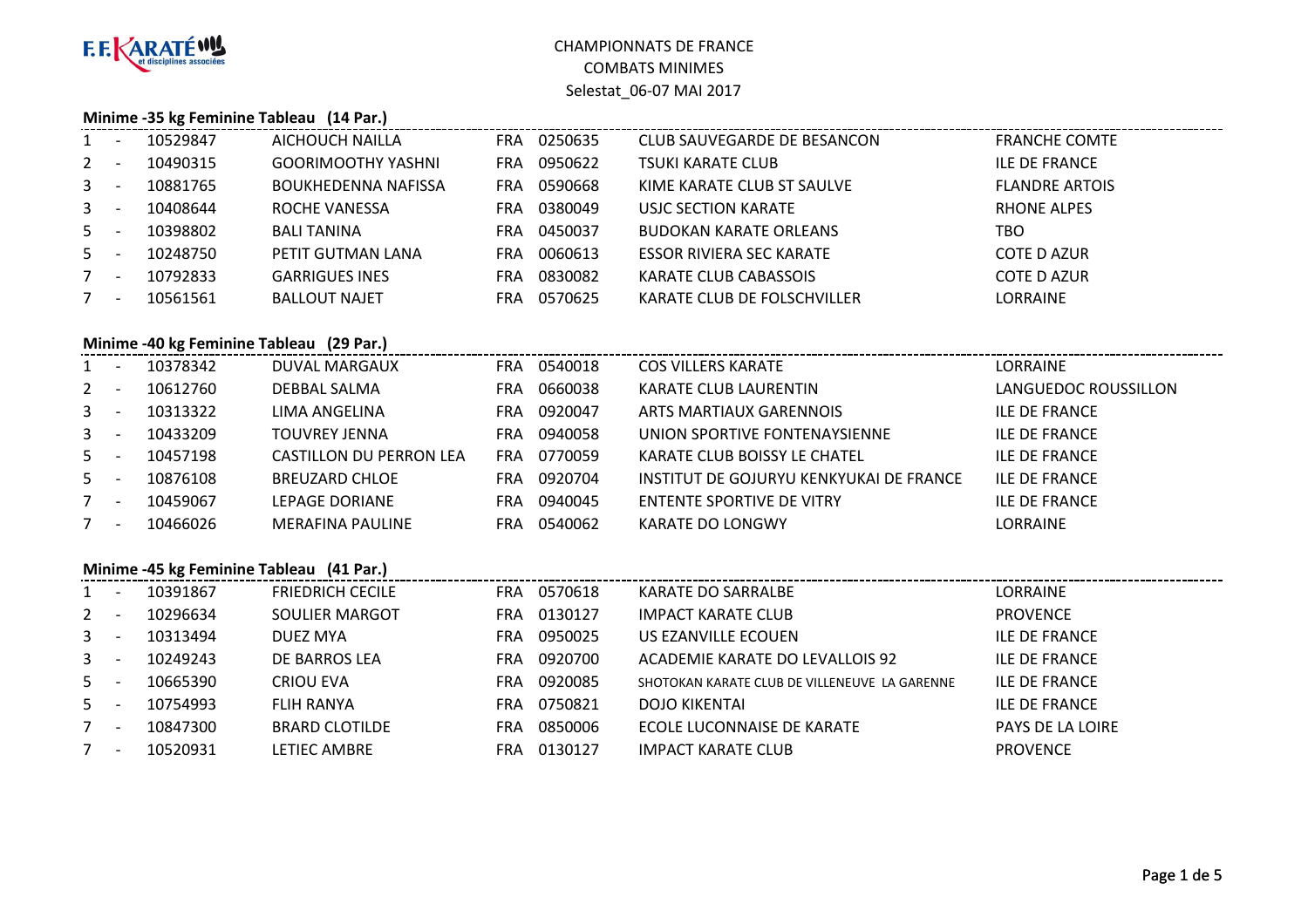F.F. KARATÉ et disciplines associées

# CHAMPIONNATS DE FRANCE
## COMBATS MINIMES
### Selestat_06-07 MAI 2017

**Minime -35 kg Feminine Tableau (14 Par.)**

| Rang | | Licence | Nom | Pays | Club N° | Club | Ligue |
|---|---|---|---|---|---|---|---|
| 1 | - | 10529847 | AICHOUCH NAILLA | FRA | 0250635 | CLUB SAUVEGARDE DE BESANCON | FRANCHE COMTE |
| 2 | - | 10490315 | GOORIMOOTHY YASHNI | FRA | 0950622 | TSUKI KARATE CLUB | ILE DE FRANCE |
| 3 | - | 10881765 | BOUKHEDENNA NAFISSA | FRA | 0590668 | KIME KARATE CLUB ST SAULVE | FLANDRE ARTOIS |
| 3 | - | 10408644 | ROCHE VANESSA | FRA | 0380049 | USJC SECTION KARATE | RHONE ALPES |
| 5 | - | 10398802 | BALI TANINA | FRA | 0450037 | BUDOKAN KARATE ORLEANS | TBO |
| 5 | - | 10248750 | PETIT GUTMAN LANA | FRA | 0060613 | ESSOR RIVIERA SEC KARATE | COTE D AZUR |
| 7 | - | 10792833 | GARRIGUES INES | FRA | 0830082 | KARATE CLUB CABASSOIS | COTE D AZUR |
| 7 | - | 10561561 | BALLOUT NAJET | FRA | 0570625 | KARATE CLUB DE FOLSCHVILLER | LORRAINE |

**Minime -40 kg Feminine Tableau (29 Par.)**

| Rang | | Licence | Nom | Pays | Club N° | Club | Ligue |
|---|---|---|---|---|---|---|---|
| 1 | - | 10378342 | DUVAL MARGAUX | FRA | 0540018 | COS VILLERS KARATE | LORRAINE |
| 2 | - | 10612760 | DEBBAL SALMA | FRA | 0660038 | KARATE CLUB LAURENTIN | LANGUEDOC ROUSSILLON |
| 3 | - | 10313322 | LIMA ANGELINA | FRA | 0920047 | ARTS MARTIAUX GARENNOIS | ILE DE FRANCE |
| 3 | - | 10433209 | TOUVREY JENNA | FRA | 0940058 | UNION SPORTIVE FONTENAYSIENNE | ILE DE FRANCE |
| 5 | - | 10457198 | CASTILLON DU PERRON LEA | FRA | 0770059 | KARATE CLUB BOISSY LE CHATEL | ILE DE FRANCE |
| 5 | - | 10876108 | BREUZARD CHLOE | FRA | 0920704 | INSTITUT DE GOJURYU KENKYUKAI DE FRANCE | ILE DE FRANCE |
| 7 | - | 10459067 | LEPAGE DORIANE | FRA | 0940045 | ENTENTE SPORTIVE DE VITRY | ILE DE FRANCE |
| 7 | - | 10466026 | MERAFINA PAULINE | FRA | 0540062 | KARATE DO LONGWY | LORRAINE |

**Minime -45 kg Feminine Tableau (41 Par.)**

| Rang | | Licence | Nom | Pays | Club N° | Club | Ligue |
|---|---|---|---|---|---|---|---|
| 1 | - | 10391867 | FRIEDRICH CECILE | FRA | 0570618 | KARATE DO SARRALBE | LORRAINE |
| 2 | - | 10296634 | SOULIER MARGOT | FRA | 0130127 | IMPACT KARATE CLUB | PROVENCE |
| 3 | - | 10313494 | DUEZ MYA | FRA | 0950025 | US EZANVILLE ECOUEN | ILE DE FRANCE |
| 3 | - | 10249243 | DE BARROS LEA | FRA | 0920700 | ACADEMIE KARATE DO LEVALLOIS 92 | ILE DE FRANCE |
| 5 | - | 10665390 | CRIOU EVA | FRA | 0920085 | SHOTOKAN KARATE CLUB DE VILLENEUVE LA GARENNE | ILE DE FRANCE |
| 5 | - | 10754993 | FLIH RANYA | FRA | 0750821 | DOJO KIKENTAI | ILE DE FRANCE |
| 7 | - | 10847300 | BRARD CLOTILDE | FRA | 0850006 | ECOLE LUCONNAISE DE KARATE | PAYS DE LA LOIRE |
| 7 | - | 10520931 | LETIEC AMBRE | FRA | 0130127 | IMPACT KARATE CLUB | PROVENCE |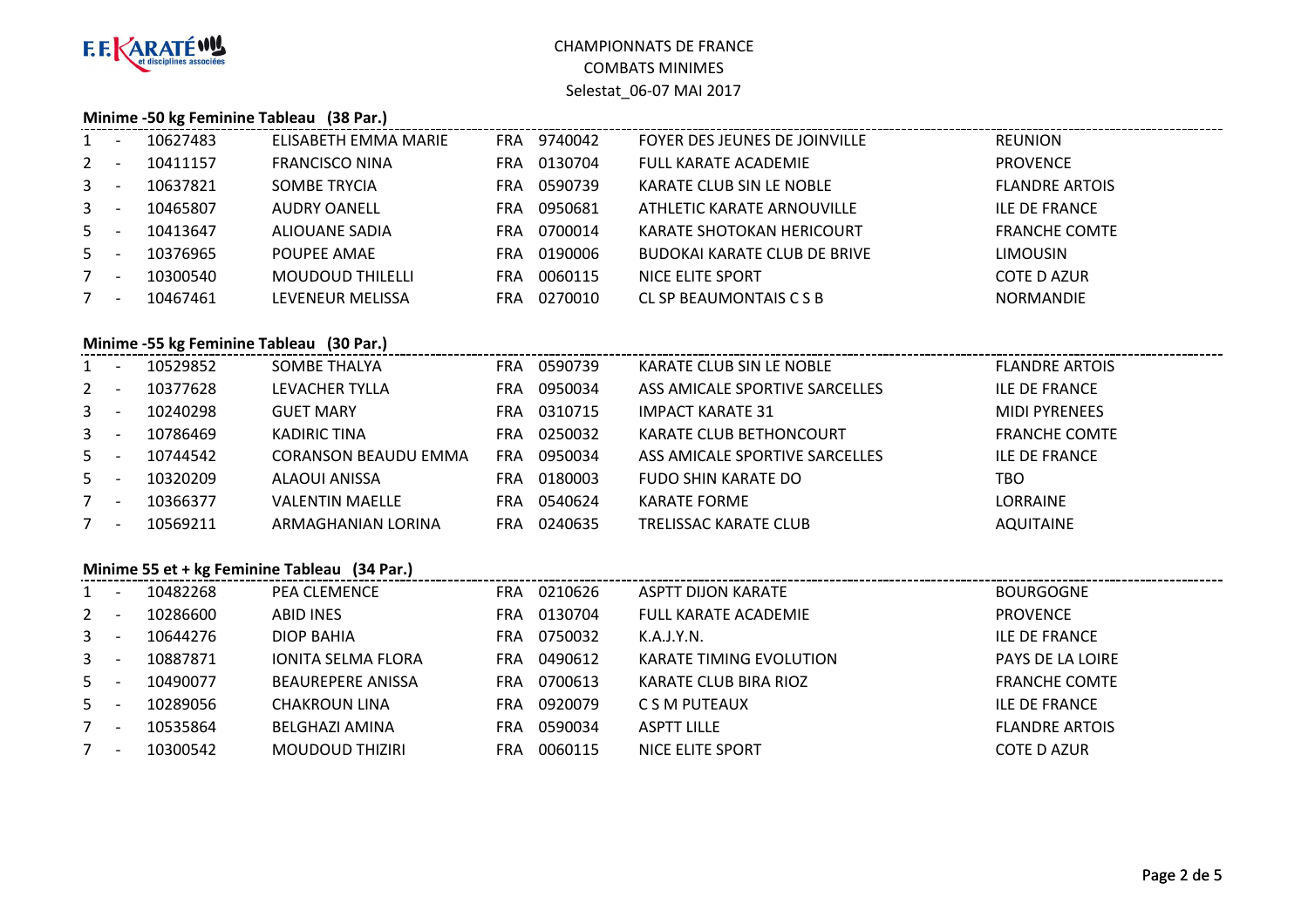# CHAMPIONNATS DE FRANCE
## COMBATS MINIMES
### Selestat_06-07 MAI 2017

**Minime -50 kg Feminine Tableau (38 Par.)**

| Rang | Licence | Nom | Nat. | Club N° | Club | Ligue |
|---|---|---|---|---|---|---|
| 1 - | 10627483 | ELISABETH EMMA MARIE | FRA | 9740042 | FOYER DES JEUNES DE JOINVILLE | REUNION |
| 2 - | 10411157 | FRANCISCO NINA | FRA | 0130704 | FULL KARATE ACADEMIE | PROVENCE |
| 3 - | 10637821 | SOMBE TRYCIA | FRA | 0590739 | KARATE CLUB SIN LE NOBLE | FLANDRE ARTOIS |
| 3 - | 10465807 | AUDRY OANELL | FRA | 0950681 | ATHLETIC KARATE ARNOUVILLE | ILE DE FRANCE |
| 5 - | 10413647 | ALIOUANE SADIA | FRA | 0700014 | KARATE SHOTOKAN HERICOURT | FRANCHE COMTE |
| 5 - | 10376965 | POUPEE AMAE | FRA | 0190006 | BUDOKAI KARATE CLUB DE BRIVE | LIMOUSIN |
| 7 - | 10300540 | MOUDOUD THILELLI | FRA | 0060115 | NICE ELITE SPORT | COTE D AZUR |
| 7 - | 10467461 | LEVENEUR MELISSA | FRA | 0270010 | CL SP BEAUMONTAIS C S B | NORMANDIE |

**Minime -55 kg Feminine Tableau (30 Par.)**

| Rang | Licence | Nom | Nat. | Club N° | Club | Ligue |
|---|---|---|---|---|---|---|
| 1 - | 10529852 | SOMBE THALYA | FRA | 0590739 | KARATE CLUB SIN LE NOBLE | FLANDRE ARTOIS |
| 2 - | 10377628 | LEVACHER TYLLA | FRA | 0950034 | ASS AMICALE SPORTIVE SARCELLES | ILE DE FRANCE |
| 3 - | 10240298 | GUET MARY | FRA | 0310715 | IMPACT KARATE 31 | MIDI PYRENEES |
| 3 - | 10786469 | KADIRIC TINA | FRA | 0250032 | KARATE CLUB BETHONCOURT | FRANCHE COMTE |
| 5 - | 10744542 | CORANSON BEAUDU EMMA | FRA | 0950034 | ASS AMICALE SPORTIVE SARCELLES | ILE DE FRANCE |
| 5 - | 10320209 | ALAOUI ANISSA | FRA | 0180003 | FUDO SHIN KARATE DO | TBO |
| 7 - | 10366377 | VALENTIN MAELLE | FRA | 0540624 | KARATE FORME | LORRAINE |
| 7 - | 10569211 | ARMAGHANIAN LORINA | FRA | 0240635 | TRELISSAC KARATE CLUB | AQUITAINE |

**Minime 55 et + kg Feminine Tableau (34 Par.)**

| Rang | Licence | Nom | Nat. | Club N° | Club | Ligue |
|---|---|---|---|---|---|---|
| 1 - | 10482268 | PEA CLEMENCE | FRA | 0210626 | ASPTT DIJON KARATE | BOURGOGNE |
| 2 - | 10286600 | ABID INES | FRA | 0130704 | FULL KARATE ACADEMIE | PROVENCE |
| 3 - | 10644276 | DIOP BAHIA | FRA | 0750032 | K.A.J.Y.N. | ILE DE FRANCE |
| 3 - | 10887871 | IONITA SELMA FLORA | FRA | 0490612 | KARATE TIMING EVOLUTION | PAYS DE LA LOIRE |
| 5 - | 10490077 | BEAUREPERE ANISSA | FRA | 0700613 | KARATE CLUB BIRA RIOZ | FRANCHE COMTE |
| 5 - | 10289056 | CHAKROUN LINA | FRA | 0920079 | C S M PUTEAUX | ILE DE FRANCE |
| 7 - | 10535864 | BELGHAZI AMINA | FRA | 0590034 | ASPTT LILLE | FLANDRE ARTOIS |
| 7 - | 10300542 | MOUDOUD THIZIRI | FRA | 0060115 | NICE ELITE SPORT | COTE D AZUR |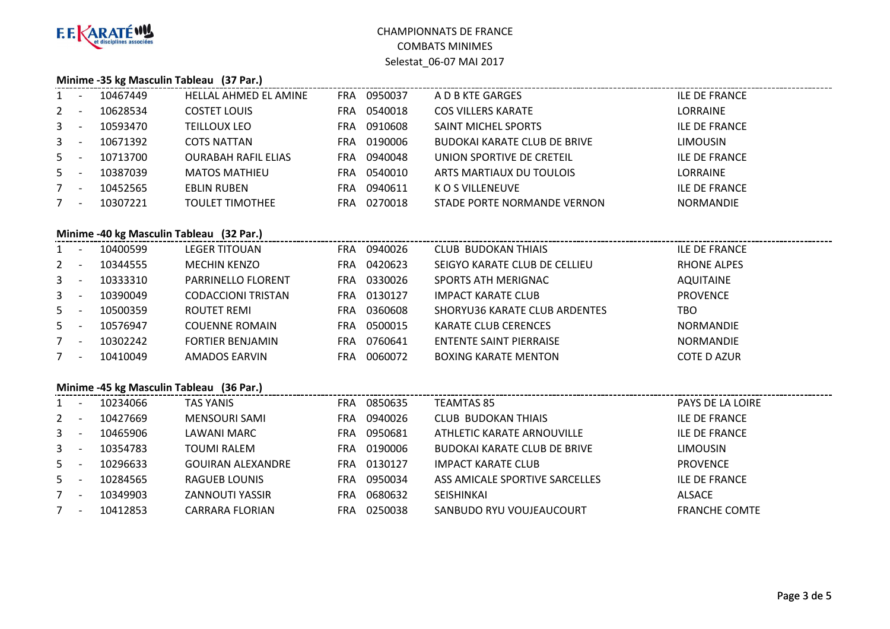F.F.KARATÉ et disciplines associées

# CHAMPIONNATS DE FRANCE
## COMBATS MINIMES
### Selestat_06-07 MAI 2017

**Minime -35 kg Masculin Tableau (37 Par.)**

| Rang | | Licence | Nom | Pays | Code | Club | Ligue |
|---|---|---|---|---|---|---|---|
| 1 | - | 10467449 | HELLAL AHMED EL AMINE | FRA | 0950037 | A D B KTE GARGES | ILE DE FRANCE |
| 2 | - | 10628534 | COSTET LOUIS | FRA | 0540018 | COS VILLERS KARATE | LORRAINE |
| 3 | - | 10593470 | TEILLOUX LEO | FRA | 0910608 | SAINT MICHEL SPORTS | ILE DE FRANCE |
| 3 | - | 10671392 | COTS NATTAN | FRA | 0190006 | BUDOKAI KARATE CLUB DE BRIVE | LIMOUSIN |
| 5 | - | 10713700 | OURABAH RAFIL ELIAS | FRA | 0940048 | UNION SPORTIVE DE CRETEIL | ILE DE FRANCE |
| 5 | - | 10387039 | MATOS MATHIEU | FRA | 0540010 | ARTS MARTIAUX DU TOULOIS | LORRAINE |
| 7 | - | 10452565 | EBLIN RUBEN | FRA | 0940611 | K O S VILLENEUVE | ILE DE FRANCE |
| 7 | - | 10307221 | TOULET TIMOTHEE | FRA | 0270018 | STADE PORTE NORMANDE VERNON | NORMANDIE |

**Minime -40 kg Masculin Tableau (32 Par.)**

| Rang | | Licence | Nom | Pays | Code | Club | Ligue |
|---|---|---|---|---|---|---|---|
| 1 | - | 10400599 | LEGER TITOUAN | FRA | 0940026 | CLUB BUDOKAN THIAIS | ILE DE FRANCE |
| 2 | - | 10344555 | MECHIN KENZO | FRA | 0420623 | SEIGYO KARATE CLUB DE CELLIEU | RHONE ALPES |
| 3 | - | 10333310 | PARRINELLO FLORENT | FRA | 0330026 | SPORTS ATH MERIGNAC | AQUITAINE |
| 3 | - | 10390049 | CODACCIONI TRISTAN | FRA | 0130127 | IMPACT KARATE CLUB | PROVENCE |
| 5 | - | 10500359 | ROUTET REMI | FRA | 0360608 | SHORYU36 KARATE CLUB ARDENTES | TBO |
| 5 | - | 10576947 | COUENNE ROMAIN | FRA | 0500015 | KARATE CLUB CERENCES | NORMANDIE |
| 7 | - | 10302242 | FORTIER BENJAMIN | FRA | 0760641 | ENTENTE SAINT PIERRAISE | NORMANDIE |
| 7 | - | 10410049 | AMADOS EARVIN | FRA | 0060072 | BOXING KARATE MENTON | COTE D AZUR |

**Minime -45 kg Masculin Tableau (36 Par.)**

| Rang | | Licence | Nom | Pays | Code | Club | Ligue |
|---|---|---|---|---|---|---|---|
| 1 | - | 10234066 | TAS YANIS | FRA | 0850635 | TEAMTAS 85 | PAYS DE LA LOIRE |
| 2 | - | 10427669 | MENSOURI SAMI | FRA | 0940026 | CLUB BUDOKAN THIAIS | ILE DE FRANCE |
| 3 | - | 10465906 | LAWANI MARC | FRA | 0950681 | ATHLETIC KARATE ARNOUVILLE | ILE DE FRANCE |
| 3 | - | 10354783 | TOUMI RALEM | FRA | 0190006 | BUDOKAI KARATE CLUB DE BRIVE | LIMOUSIN |
| 5 | - | 10296633 | GOUIRAN ALEXANDRE | FRA | 0130127 | IMPACT KARATE CLUB | PROVENCE |
| 5 | - | 10284565 | RAGUEB LOUNIS | FRA | 0950034 | ASS AMICALE SPORTIVE SARCELLES | ILE DE FRANCE |
| 7 | - | 10349903 | ZANNOUTI YASSIR | FRA | 0680632 | SEISHINKAI | ALSACE |
| 7 | - | 10412853 | CARRARA FLORIAN | FRA | 0250038 | SANBUDO RYU VOUJEAUCOURT | FRANCHE COMTE |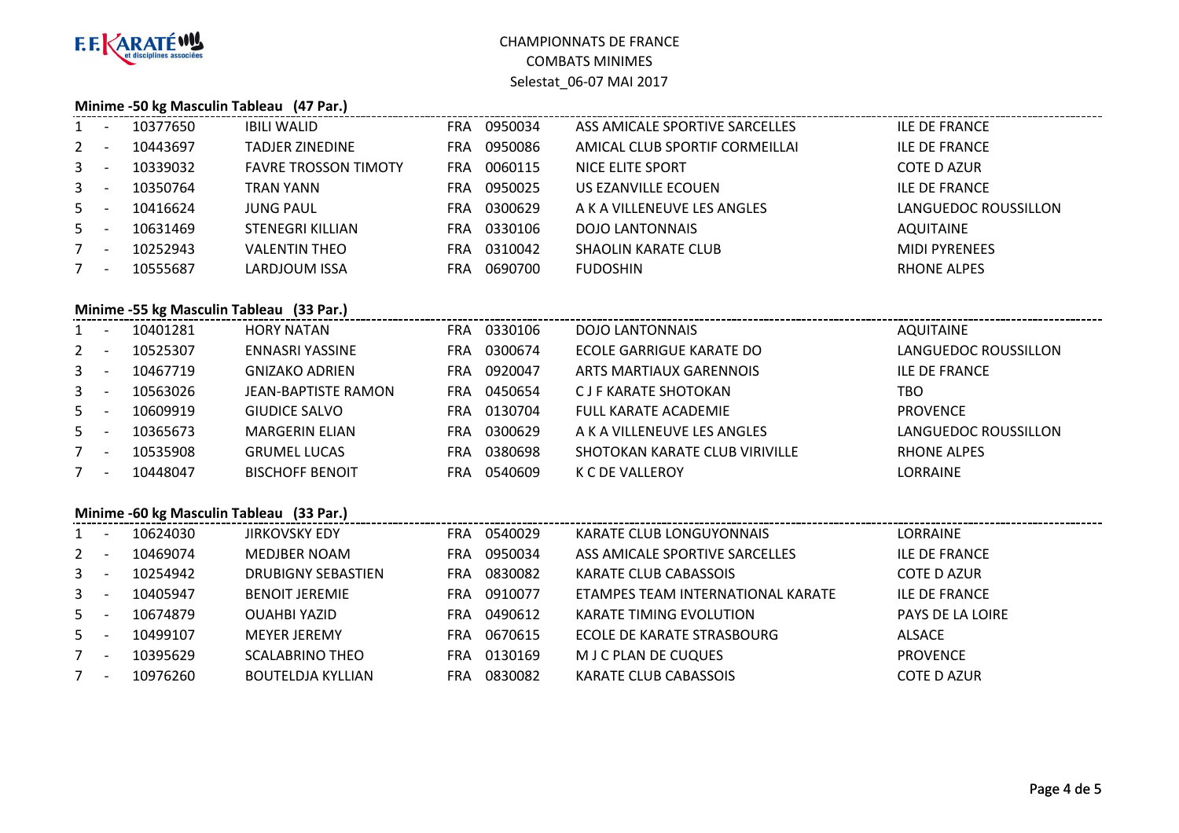CHAMPIONNATS DE FRANCE
COMBATS MINIMES
Selestat_06-07 MAI 2017

### Minime -50 kg Masculin Tableau (47 Par.)

| Rang | | Licence | Nom | Pays | Club N° | Club | Ligue |
|---|---|---|---|---|---|---|---|
| 1 | - | 10377650 | IBILI WALID | FRA | 0950034 | ASS AMICALE SPORTIVE SARCELLES | ILE DE FRANCE |
| 2 | - | 10443697 | TADJER ZINEDINE | FRA | 0950086 | AMICAL CLUB SPORTIF CORMEILLAI | ILE DE FRANCE |
| 3 | - | 10339032 | FAVRE TROSSON TIMOTY | FRA | 0060115 | NICE ELITE SPORT | COTE D AZUR |
| 3 | - | 10350764 | TRAN YANN | FRA | 0950025 | US EZANVILLE ECOUEN | ILE DE FRANCE |
| 5 | - | 10416624 | JUNG PAUL | FRA | 0300629 | A K A VILLENEUVE LES ANGLES | LANGUEDOC ROUSSILLON |
| 5 | - | 10631469 | STENEGRI KILLIAN | FRA | 0330106 | DOJO LANTONNAIS | AQUITAINE |
| 7 | - | 10252943 | VALENTIN THEO | FRA | 0310042 | SHAOLIN KARATE CLUB | MIDI PYRENEES |
| 7 | - | 10555687 | LARDJOUM ISSA | FRA | 0690700 | FUDOSHIN | RHONE ALPES |

### Minime -55 kg Masculin Tableau (33 Par.)

| Rang | | Licence | Nom | Pays | Club N° | Club | Ligue |
|---|---|---|---|---|---|---|---|
| 1 | - | 10401281 | HORY NATAN | FRA | 0330106 | DOJO LANTONNAIS | AQUITAINE |
| 2 | - | 10525307 | ENNASRI YASSINE | FRA | 0300674 | ECOLE GARRIGUE KARATE DO | LANGUEDOC ROUSSILLON |
| 3 | - | 10467719 | GNIZAKO ADRIEN | FRA | 0920047 | ARTS MARTIAUX GARENNOIS | ILE DE FRANCE |
| 3 | - | 10563026 | JEAN-BAPTISTE RAMON | FRA | 0450654 | C J F KARATE SHOTOKAN | TBO |
| 5 | - | 10609919 | GIUDICE SALVO | FRA | 0130704 | FULL KARATE ACADEMIE | PROVENCE |
| 5 | - | 10365673 | MARGERIN ELIAN | FRA | 0300629 | A K A VILLENEUVE LES ANGLES | LANGUEDOC ROUSSILLON |
| 7 | - | 10535908 | GRUMEL LUCAS | FRA | 0380698 | SHOTOKAN KARATE CLUB VIRIVILLE | RHONE ALPES |
| 7 | - | 10448047 | BISCHOFF BENOIT | FRA | 0540609 | K C DE VALLEROY | LORRAINE |

### Minime -60 kg Masculin Tableau (33 Par.)

| Rang | | Licence | Nom | Pays | Club N° | Club | Ligue |
|---|---|---|---|---|---|---|---|
| 1 | - | 10624030 | JIRKOVSKY EDY | FRA | 0540029 | KARATE CLUB LONGUYONNAIS | LORRAINE |
| 2 | - | 10469074 | MEDJBER NOAM | FRA | 0950034 | ASS AMICALE SPORTIVE SARCELLES | ILE DE FRANCE |
| 3 | - | 10254942 | DRUBIGNY SEBASTIEN | FRA | 0830082 | KARATE CLUB CABASSOIS | COTE D AZUR |
| 3 | - | 10405947 | BENOIT JEREMIE | FRA | 0910077 | ETAMPES TEAM INTERNATIONAL KARATE | ILE DE FRANCE |
| 5 | - | 10674879 | OUAHBI YAZID | FRA | 0490612 | KARATE TIMING EVOLUTION | PAYS DE LA LOIRE |
| 5 | - | 10499107 | MEYER JEREMY | FRA | 0670615 | ECOLE DE KARATE STRASBOURG | ALSACE |
| 7 | - | 10395629 | SCALABRINO THEO | FRA | 0130169 | M J C PLAN DE CUQUES | PROVENCE |
| 7 | - | 10976260 | BOUTELDJA KYLLIAN | FRA | 0830082 | KARATE CLUB CABASSOIS | COTE D AZUR |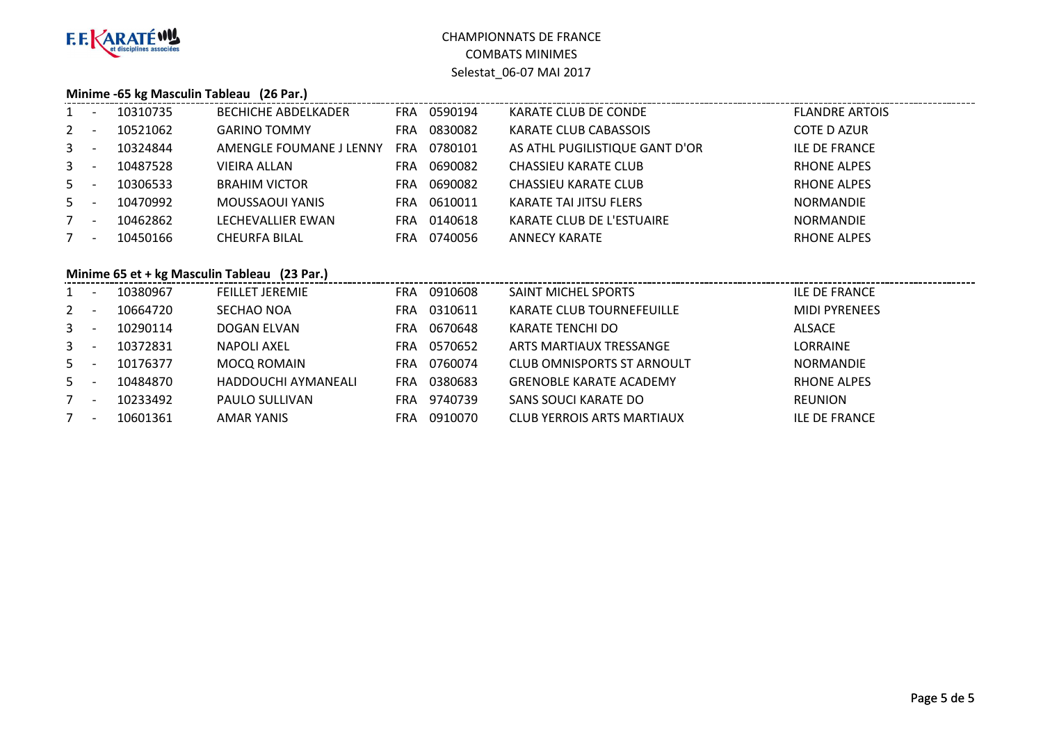CHAMPIONNATS DE FRANCE
COMBATS MINIMES
Selestat_06-07 MAI 2017

### Minime -65 kg Masculin Tableau (26 Par.)

| | | | | | | | |
|---|---|---|---|---|---|---|---|
| 1 - | 10310735 | BECHICHE ABDELKADER | FRA | 0590194 | KARATE CLUB DE CONDE | FLANDRE ARTOIS |
| 2 - | 10521062 | GARINO TOMMY | FRA | 0830082 | KARATE CLUB CABASSOIS | COTE D AZUR |
| 3 - | 10324844 | AMENGLE FOUMANE J LENNY | FRA | 0780101 | AS ATHL PUGILISTIQUE GANT D'OR | ILE DE FRANCE |
| 3 - | 10487528 | VIEIRA ALLAN | FRA | 0690082 | CHASSIEU KARATE CLUB | RHONE ALPES |
| 5 - | 10306533 | BRAHIM VICTOR | FRA | 0690082 | CHASSIEU KARATE CLUB | RHONE ALPES |
| 5 - | 10470992 | MOUSSAOUI YANIS | FRA | 0610011 | KARATE TAI JITSU FLERS | NORMANDIE |
| 7 - | 10462862 | LECHEVALLIER EWAN | FRA | 0140618 | KARATE CLUB DE L'ESTUAIRE | NORMANDIE |
| 7 - | 10450166 | CHEURFA BILAL | FRA | 0740056 | ANNECY KARATE | RHONE ALPES |

### Minime 65 et + kg Masculin Tableau (23 Par.)

| | | | | | | |
|---|---|---|---|---|---|---|
| 1 - | 10380967 | FEILLET JEREMIE | FRA | 0910608 | SAINT MICHEL SPORTS | ILE DE FRANCE |
| 2 - | 10664720 | SECHAO NOA | FRA | 0310611 | KARATE CLUB TOURNEFEUILLE | MIDI PYRENEES |
| 3 - | 10290114 | DOGAN ELVAN | FRA | 0670648 | KARATE TENCHI DO | ALSACE |
| 3 - | 10372831 | NAPOLI AXEL | FRA | 0570652 | ARTS MARTIAUX TRESSANGE | LORRAINE |
| 5 - | 10176377 | MOCQ ROMAIN | FRA | 0760074 | CLUB OMNISPORTS ST ARNOULT | NORMANDIE |
| 5 - | 10484870 | HADDOUCHI AYMANEALI | FRA | 0380683 | GRENOBLE KARATE ACADEMY | RHONE ALPES |
| 7 - | 10233492 | PAULO SULLIVAN | FRA | 9740739 | SANS SOUCI KARATE DO | REUNION |
| 7 - | 10601361 | AMAR YANIS | FRA | 0910070 | CLUB YERROIS ARTS MARTIAUX | ILE DE FRANCE |